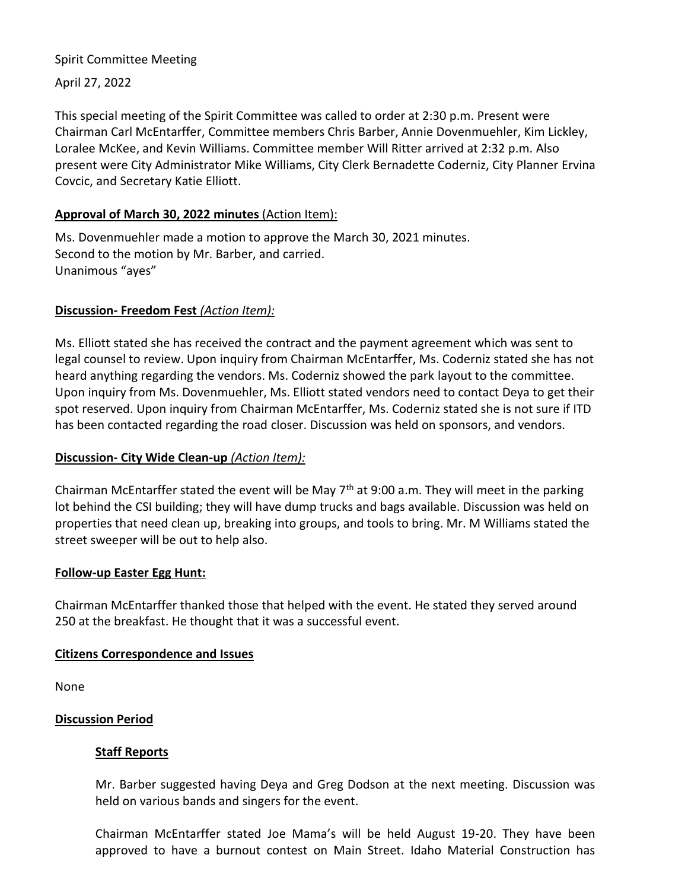Spirit Committee Meeting

April 27, 2022

This special meeting of the Spirit Committee was called to order at 2:30 p.m. Present were Chairman Carl McEntarffer, Committee members Chris Barber, Annie Dovenmuehler, Kim Lickley, Loralee McKee, and Kevin Williams. Committee member Will Ritter arrived at 2:32 p.m. Also present were City Administrator Mike Williams, City Clerk Bernadette Coderniz, City Planner Ervina Covcic, and Secretary Katie Elliott.

**<u>Approval of March 30, 2022 minutes</u>** <u>(Action Item)</u>:

Ms. Dovenmuehler made a motion to approve the March 30, 2021 minutes.
Second to the motion by Mr. Barber, and carried.
Unanimous "ayes"

**<u>Discussion- Freedom Fest</u>** <u>*(Action Item):*</u>

Ms. Elliott stated she has received the contract and the payment agreement which was sent to legal counsel to review. Upon inquiry from Chairman McEntarffer, Ms. Coderniz stated she has not heard anything regarding the vendors. Ms. Coderniz showed the park layout to the committee. Upon inquiry from Ms. Dovenmuehler, Ms. Elliott stated vendors need to contact Deya to get their spot reserved. Upon inquiry from Chairman McEntarffer, Ms. Coderniz stated she is not sure if ITD has been contacted regarding the road closer. Discussion was held on sponsors, and vendors.

**<u>Discussion- City Wide Clean-up</u>** <u>*(Action Item):*</u>

Chairman McEntarffer stated the event will be May 7th at 9:00 a.m. They will meet in the parking lot behind the CSI building; they will have dump trucks and bags available. Discussion was held on properties that need clean up, breaking into groups, and tools to bring. Mr. M Williams stated the street sweeper will be out to help also.

**<u>Follow-up Easter Egg Hunt:</u>**

Chairman McEntarffer thanked those that helped with the event. He stated they served around 250 at the breakfast. He thought that it was a successful event.

**<u>Citizens Correspondence and Issues</u>**

None

**<u>Discussion Period</u>**

**<u>Staff Reports</u>**

Mr. Barber suggested having Deya and Greg Dodson at the next meeting. Discussion was held on various bands and singers for the event.

Chairman McEntarffer stated Joe Mama's will be held August 19-20. They have been approved to have a burnout contest on Main Street. Idaho Material Construction has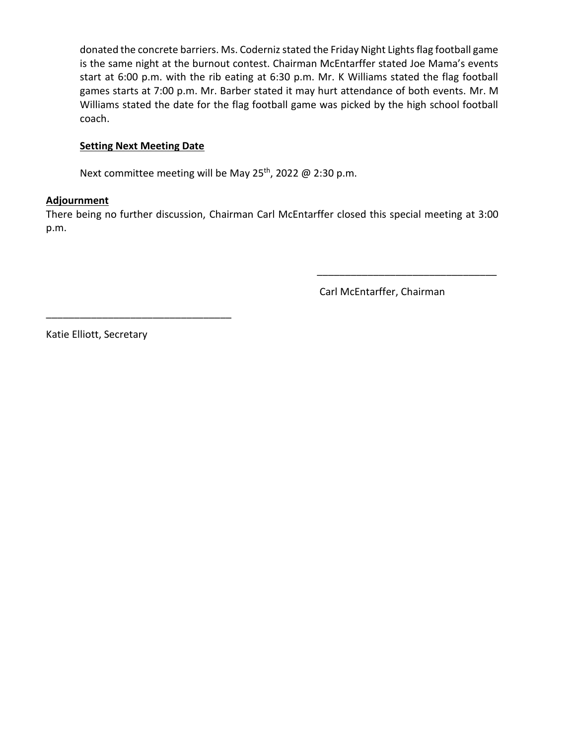donated the concrete barriers. Ms. Coderniz stated the Friday Night Lights flag football game is the same night at the burnout contest. Chairman McEntarffer stated Joe Mama's events start at 6:00 p.m. with the rib eating at 6:30 p.m. Mr. K Williams stated the flag football games starts at 7:00 p.m. Mr. Barber stated it may hurt attendance of both events. Mr. M Williams stated the date for the flag football game was picked by the high school football coach.

**Setting Next Meeting Date**

Next committee meeting will be May 25th, 2022 @ 2:30 p.m.

**Adjournment**

There being no further discussion, Chairman Carl McEntarffer closed this special meeting at 3:00 p.m.

\_\_\_\_\_\_\_\_\_\_\_\_\_\_\_\_\_\_\_\_\_\_\_\_\_\_\_\_\_\_\_\_

Carl McEntarffer, Chairman

\_\_\_\_\_\_\_\_\_\_\_\_\_\_\_\_\_\_\_\_\_\_\_\_\_\_\_\_\_\_\_\_

Katie Elliott, Secretary